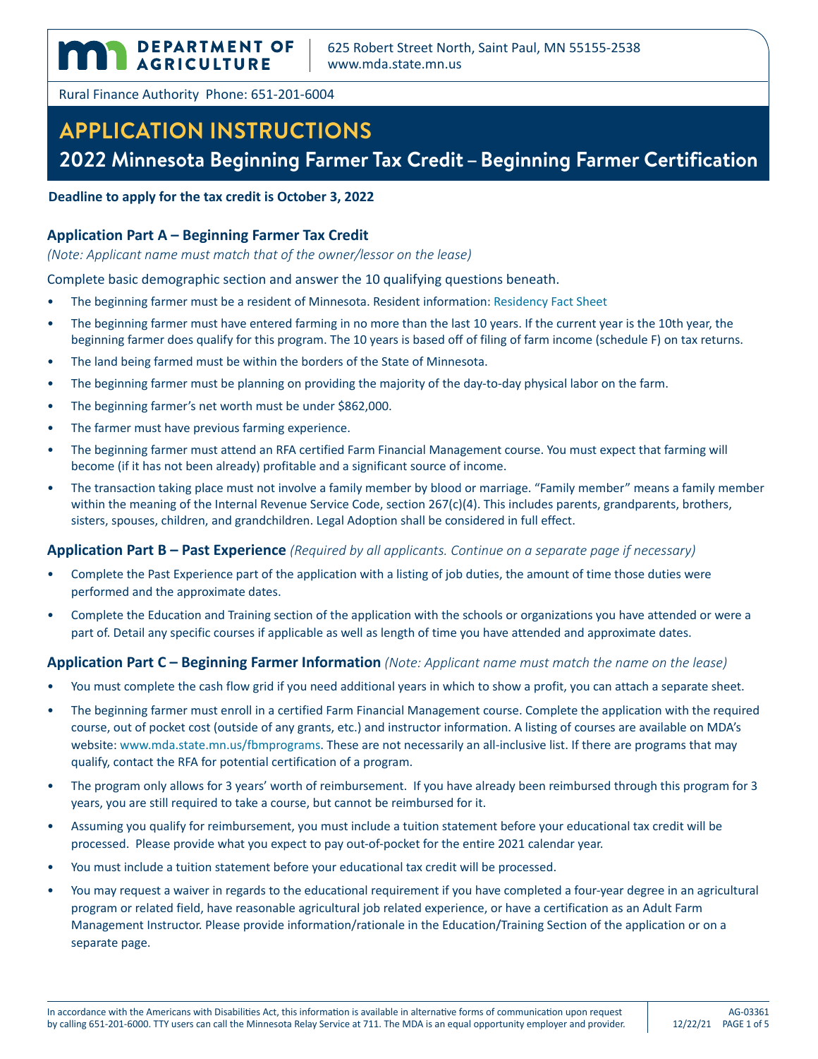**DEPARTMENT OF AGRICULTURE**

625 Robert Street North, Saint Paul, MN 55155-2538
www.mda.state.mn.us

Rural Finance Authority Phone: 651-201-6004

# APPLICATION INSTRUCTIONS

## 2022 Minnesota Beginning Farmer Tax Credit – Beginning Farmer Certification

**Deadline to apply for the tax credit is October 3, 2022**

### Application Part A – Beginning Farmer Tax Credit

*(Note: Applicant name must match that of the owner/lessor on the lease)*

Complete basic demographic section and answer the 10 qualifying questions beneath.

- The beginning farmer must be a resident of Minnesota. Resident information: Residency Fact Sheet
- The beginning farmer must have entered farming in no more than the last 10 years. If the current year is the 10th year, the beginning farmer does qualify for this program. The 10 years is based off of filing of farm income (schedule F) on tax returns.
- The land being farmed must be within the borders of the State of Minnesota.
- The beginning farmer must be planning on providing the majority of the day-to-day physical labor on the farm.
- The beginning farmer's net worth must be under $862,000.
- The farmer must have previous farming experience.
- The beginning farmer must attend an RFA certified Farm Financial Management course. You must expect that farming will become (if it has not been already) profitable and a significant source of income.
- The transaction taking place must not involve a family member by blood or marriage. "Family member" means a family member within the meaning of the Internal Revenue Service Code, section 267(c)(4). This includes parents, grandparents, brothers, sisters, spouses, children, and grandchildren. Legal Adoption shall be considered in full effect.

### Application Part B – Past Experience *(Required by all applicants. Continue on a separate page if necessary)*

- Complete the Past Experience part of the application with a listing of job duties, the amount of time those duties were performed and the approximate dates.
- Complete the Education and Training section of the application with the schools or organizations you have attended or were a part of. Detail any specific courses if applicable as well as length of time you have attended and approximate dates.

### Application Part C – Beginning Farmer Information *(Note: Applicant name must match the name on the lease)*

- You must complete the cash flow grid if you need additional years in which to show a profit, you can attach a separate sheet.
- The beginning farmer must enroll in a certified Farm Financial Management course. Complete the application with the required course, out of pocket cost (outside of any grants, etc.) and instructor information. A listing of courses are available on MDA's website: www.mda.state.mn.us/fbmprograms. These are not necessarily an all-inclusive list. If there are programs that may qualify, contact the RFA for potential certification of a program.
- The program only allows for 3 years' worth of reimbursement. If you have already been reimbursed through this program for 3 years, you are still required to take a course, but cannot be reimbursed for it.
- Assuming you qualify for reimbursement, you must include a tuition statement before your educational tax credit will be processed. Please provide what you expect to pay out-of-pocket for the entire 2021 calendar year.
- You must include a tuition statement before your educational tax credit will be processed.
- You may request a waiver in regards to the educational requirement if you have completed a four-year degree in an agricultural program or related field, have reasonable agricultural job related experience, or have a certification as an Adult Farm Management Instructor. Please provide information/rationale in the Education/Training Section of the application or on a separate page.

In accordance with the Americans with Disabilities Act, this information is available in alternative forms of communication upon request by calling 651-201-6000. TTY users can call the Minnesota Relay Service at 711. The MDA is an equal opportunity employer and provider.

AG-03361 12/22/21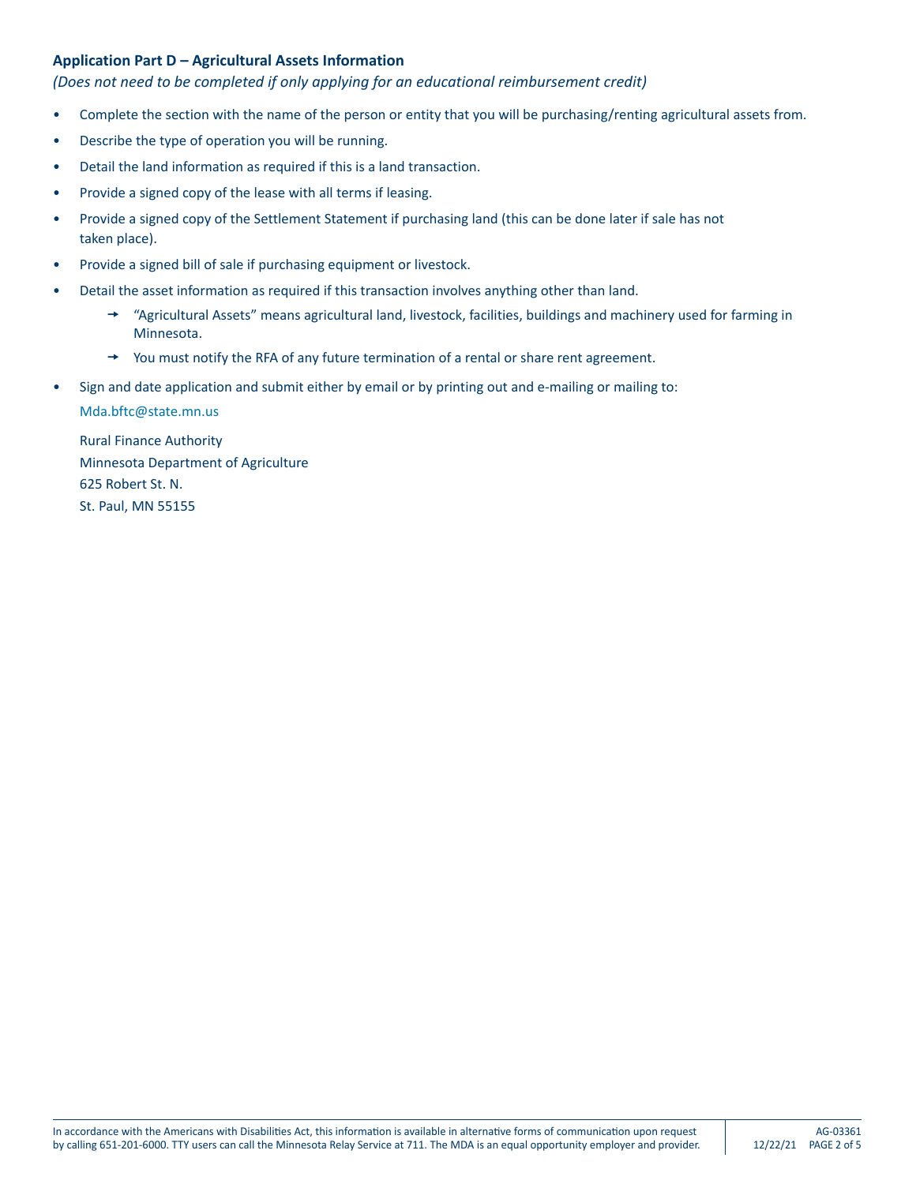### Application Part D – Agricultural Assets Information

*(Does not need to be completed if only applying for an educational reimbursement credit)*

- Complete the section with the name of the person or entity that you will be purchasing/renting agricultural assets from.
- Describe the type of operation you will be running.
- Detail the land information as required if this is a land transaction.
- Provide a signed copy of the lease with all terms if leasing.
- Provide a signed copy of the Settlement Statement if purchasing land (this can be done later if sale has not taken place).
- Provide a signed bill of sale if purchasing equipment or livestock.
- Detail the asset information as required if this transaction involves anything other than land.
  - "Agricultural Assets" means agricultural land, livestock, facilities, buildings and machinery used for farming in Minnesota.
  - You must notify the RFA of any future termination of a rental or share rent agreement.
- Sign and date application and submit either by email or by printing out and e-mailing or mailing to:

  Mda.bftc@state.mn.us

  Rural Finance Authority
  Minnesota Department of Agriculture
  625 Robert St. N.
  St. Paul, MN 55155

In accordance with the Americans with Disabilities Act, this information is available in alternative forms of communication upon request by calling 651-201-6000. TTY users can call the Minnesota Relay Service at 711. The MDA is an equal opportunity employer and provider.

AG-03361
12/22/21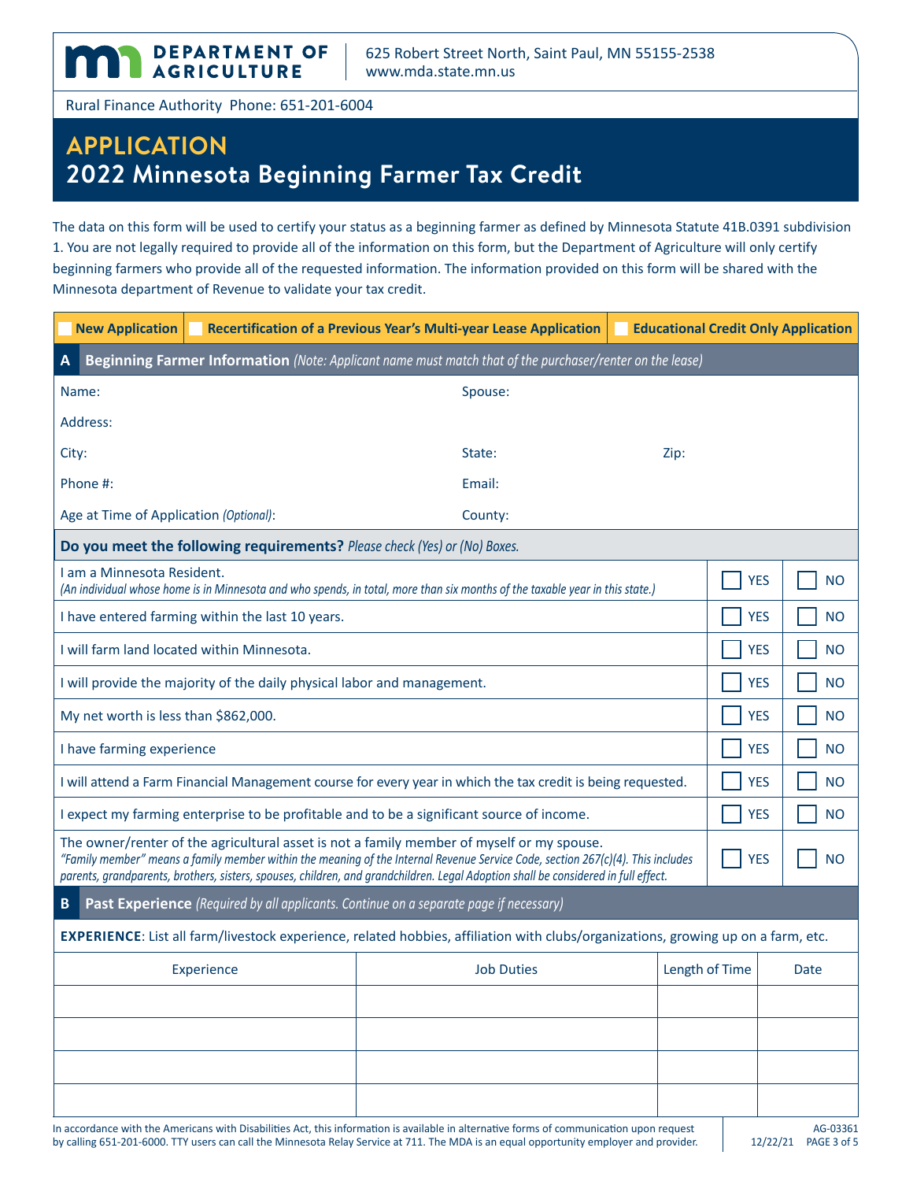**DEPARTMENT OF AGRICULTURE**

625 Robert Street North, Saint Paul, MN 55155-2538
www.mda.state.mn.us

Rural Finance Authority Phone: 651-201-6004

# APPLICATION
## 2022 Minnesota Beginning Farmer Tax Credit

The data on this form will be used to certify your status as a beginning farmer as defined by Minnesota Statute 41B.0391 subdivision 1. You are not legally required to provide all of the information on this form, but the Department of Agriculture will only certify beginning farmers who provide all of the requested information. The information provided on this form will be shared with the Minnesota department of Revenue to validate your tax credit.

☐ **New Application** ☐ **Recertification of a Previous Year's Multi-year Lease Application** ☐ **Educational Credit Only Application**

### A Beginning Farmer Information *(Note: Applicant name must match that of the purchaser/renter on the lease)*

Name:

Spouse:

Address:

City:

State:

Zip:

Phone #:

Email:

Age at Time of Application *(Optional)*:

County:

**Do you meet the following requirements?** *Please check (Yes) or (No) Boxes.*

| Requirement | | |
|---|---|---|
| I am a Minnesota Resident.<br>*(An individual whose home is in Minnesota and who spends, in total, more than six months of the taxable year in this state.)* | ☐ YES | ☐ NO |
| I have entered farming within the last 10 years. | ☐ YES | ☐ NO |
| I will farm land located within Minnesota. | ☐ YES | ☐ NO |
| I will provide the majority of the daily physical labor and management. | ☐ YES | ☐ NO |
| My net worth is less than $862,000. | ☐ YES | ☐ NO |
| I have farming experience | ☐ YES | ☐ NO |
| I will attend a Farm Financial Management course for every year in which the tax credit is being requested. | ☐ YES | ☐ NO |
| I expect my farming enterprise to be profitable and to be a significant source of income. | ☐ YES | ☐ NO |
| The owner/renter of the agricultural asset is not a family member of myself or my spouse.<br>*"Family member" means a family member within the meaning of the Internal Revenue Service Code, section 267(c)(4). This includes parents, grandparents, brothers, sisters, spouses, children, and grandchildren. Legal Adoption shall be considered in full effect.* | ☐ YES | ☐ NO |

### B Past Experience *(Required by all applicants. Continue on a separate page if necessary)*

**EXPERIENCE**: List all farm/livestock experience, related hobbies, affiliation with clubs/organizations, growing up on a farm, etc.

| Experience | Job Duties | Length of Time | Date |
|---|---|---|---|
| | | | |
| | | | |
| | | | |
| | | | |

In accordance with the Americans with Disabilities Act, this information is available in alternative forms of communication upon request by calling 651-201-6000. TTY users can call the Minnesota Relay Service at 711. The MDA is an equal opportunity employer and provider.

AG-03361 12/22/21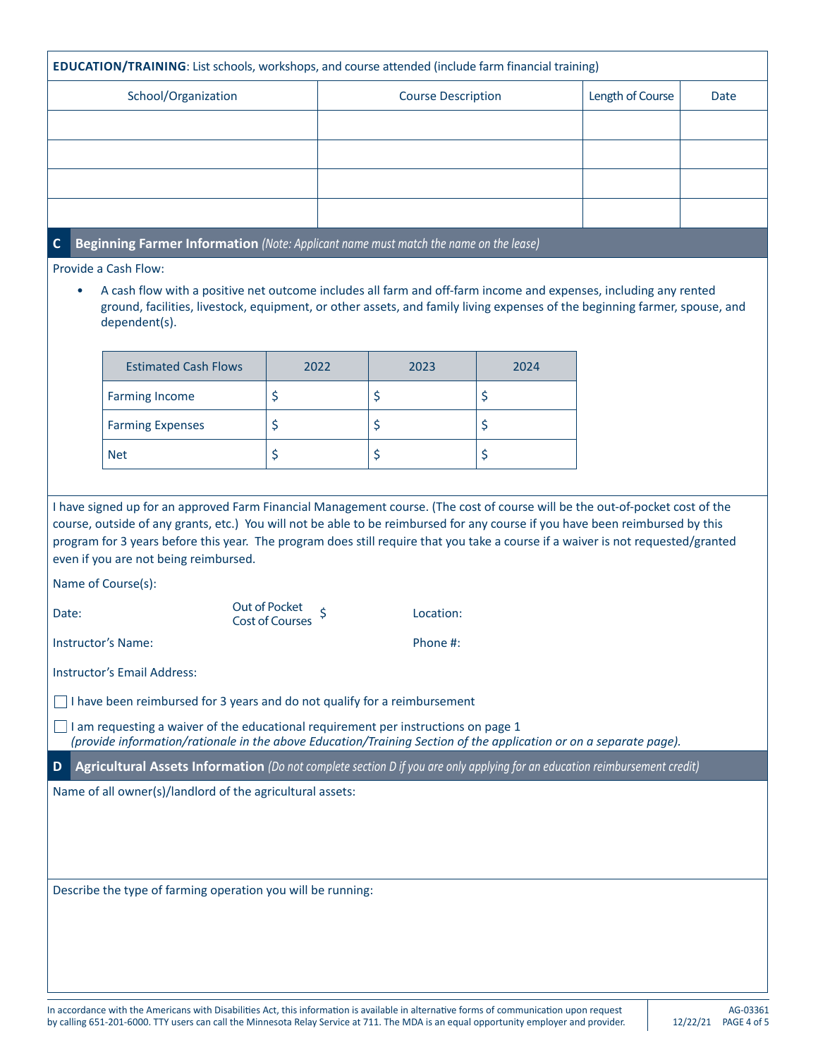**EDUCATION/TRAINING**: List schools, workshops, and course attended (include farm financial training)

| School/Organization | Course Description | Length of Course | Date |
| --- | --- | --- | --- |
| | | | |
| | | | |
| | | | |
| | | | |

## C Beginning Farmer Information *(Note: Applicant name must match the name on the lease)*

Provide a Cash Flow:

- A cash flow with a positive net outcome includes all farm and off-farm income and expenses, including any rented ground, facilities, livestock, equipment, or other assets, and family living expenses of the beginning farmer, spouse, and dependent(s).

| Estimated Cash Flows | 2022 | 2023 | 2024 |
| --- | --- | --- | --- |
| Farming Income | $ | $ | $ |
| Farming Expenses | $ | $ | $ |
| Net | $ | $ | $ |

I have signed up for an approved Farm Financial Management course. (The cost of course will be the out-of-pocket cost of the course, outside of any grants, etc.) You will not be able to be reimbursed for any course if you have been reimbursed by this program for 3 years before this year. The program does still require that you take a course if a waiver is not requested/granted even if you are not being reimbursed.

Name of Course(s):

Date: Out of Pocket Cost of Courses $ Location:

Instructor's Name: Phone #:

Instructor's Email Address:

☐ I have been reimbursed for 3 years and do not qualify for a reimbursement

☐ I am requesting a waiver of the educational requirement per instructions on page 1
*(provide information/rationale in the above Education/Training Section of the application or on a separate page).*

## D Agricultural Assets Information *(Do not complete section D if you are only applying for an education reimbursement credit)*

Name of all owner(s)/landlord of the agricultural assets:

Describe the type of farming operation you will be running:

In accordance with the Americans with Disabilities Act, this information is available in alternative forms of communication upon request by calling 651-201-6000. TTY users can call the Minnesota Relay Service at 711. The MDA is an equal opportunity employer and provider.

AG-03361 12/22/21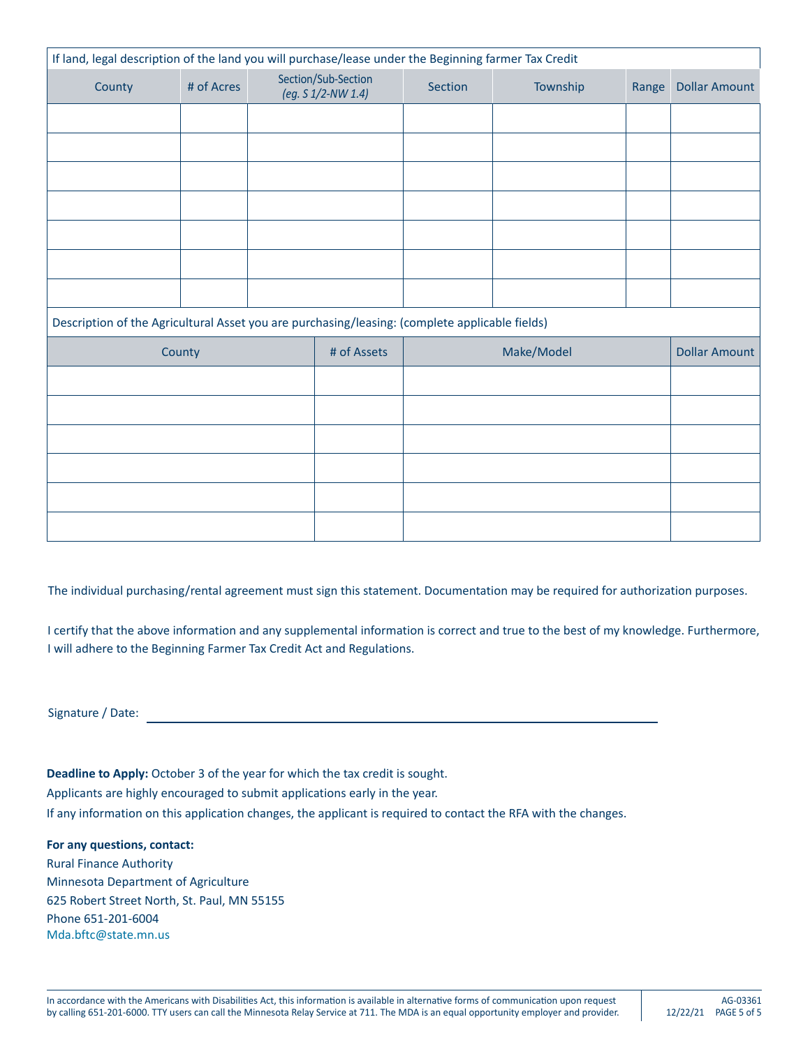If land, legal description of the land you will purchase/lease under the Beginning farmer Tax Credit

| County | # of Acres | Section/Sub-Section *(eg. S 1/2-NW 1.4)* | Section | Township | Range | Dollar Amount |
| --- | --- | --- | --- | --- | --- | --- |
| | | | | | | |
| | | | | | | |
| | | | | | | |
| | | | | | | |
| | | | | | | |
| | | | | | | |
| | | | | | | |

Description of the Agricultural Asset you are purchasing/leasing: (complete applicable fields)

| County | # of Assets | Make/Model | Dollar Amount |
| --- | --- | --- | --- |
| | | | |
| | | | |
| | | | |
| | | | |
| | | | |
| | | | |

The individual purchasing/rental agreement must sign this statement. Documentation may be required for authorization purposes.

I certify that the above information and any supplemental information is correct and true to the best of my knowledge. Furthermore, I will adhere to the Beginning Farmer Tax Credit Act and Regulations.

Signature / Date: ______________________________________________

**Deadline to Apply:** October 3 of the year for which the tax credit is sought.
Applicants are highly encouraged to submit applications early in the year.
If any information on this application changes, the applicant is required to contact the RFA with the changes.

**For any questions, contact:**
Rural Finance Authority
Minnesota Department of Agriculture
625 Robert Street North, St. Paul, MN 55155
Phone 651-201-6004
Mda.bftc@state.mn.us

In accordance with the Americans with Disabilities Act, this information is available in alternative forms of communication upon request by calling 651-201-6000. TTY users can call the Minnesota Relay Service at 711. The MDA is an equal opportunity employer and provider.

AG-03361
12/22/21